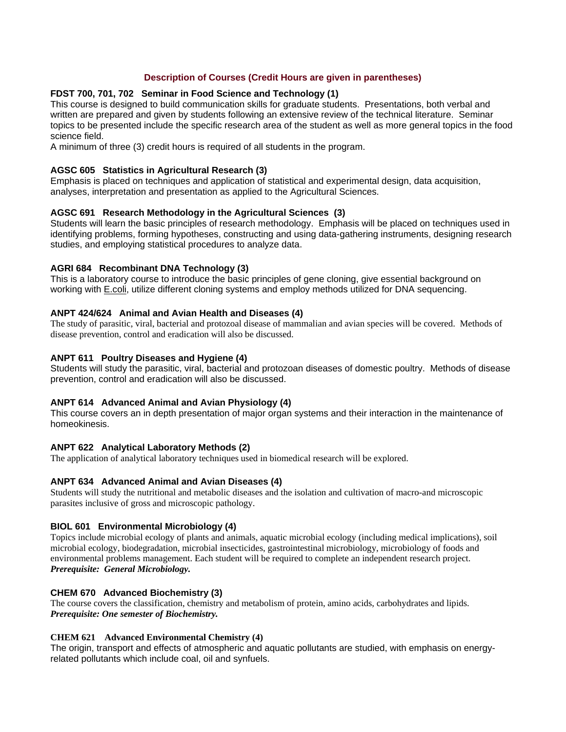## Description of Courses (Credit Hours are given in parentheses)

### FDST 700, 701, 702 Seminar in Food Science and Technology (1)

This course is designed to build communication skills for graduate students. Presentations, both verbal and written are prepared and given by students following an extensive review of the technical literature. Seminar topics to be presented include the specific research area of the student as well as more general topics in the food science field.

A minimum of three (3) credit hours is required of all students in the program.

### AGSC 605 Statistics in Agricultural Research (3)

Emphasis is placed on techniques and application of statistical and experimental design, data acquisition, analyses, interpretation and presentation as applied to the Agricultural Sciences.

### AGSC 691 Research Methodology in the Agricultural Sciences (3)

Students will learn the basic principles of research methodology. Emphasis will be placed on techniques used in identifying problems, forming hypotheses, constructing and using data-gathering instruments, designing research studies, and employing statistical procedures to analyze data.

### AGRI 684 Recombinant DNA Technology (3)

This is a laboratory course to introduce the basic principles of gene cloning, give essential background on working with E.coli, utilize different cloning systems and employ methods utilized for DNA sequencing.

### ANPT 424/624 Animal and Avian Health and Diseases (4)

The study of parasitic, viral, bacterial and protozoal disease of mammalian and avian species will be covered. Methods of disease prevention, control and eradication will also be discussed.

### ANPT 611 Poultry Diseases and Hygiene (4)

Students will study the parasitic, viral, bacterial and protozoan diseases of domestic poultry. Methods of disease prevention, control and eradication will also be discussed.

### ANPT 614 Advanced Animal and Avian Physiology (4)

This course covers an in depth presentation of major organ systems and their interaction in the maintenance of homeokinesis.

### ANPT 622 Analytical Laboratory Methods (2)

The application of analytical laboratory techniques used in biomedical research will be explored.

### ANPT 634 Advanced Animal and Avian Diseases (4)

Students will study the nutritional and metabolic diseases and the isolation and cultivation of macro-and microscopic parasites inclusive of gross and microscopic pathology.

### BIOL 601 Environmental Microbiology (4)

Topics include microbial ecology of plants and animals, aquatic microbial ecology (including medical implications), soil microbial ecology, biodegradation, microbial insecticides, gastrointestinal microbiology, microbiology of foods and environmental problems management. Each student will be required to complete an independent research project.
***Prerequisite: General Microbiology.***

### CHEM 670 Advanced Biochemistry (3)

The course covers the classification, chemistry and metabolism of protein, amino acids, carbohydrates and lipids.
***Prerequisite: One semester of Biochemistry.***

### CHEM 621 Advanced Environmental Chemistry (4)

The origin, transport and effects of atmospheric and aquatic pollutants are studied, with emphasis on energy-related pollutants which include coal, oil and synfuels.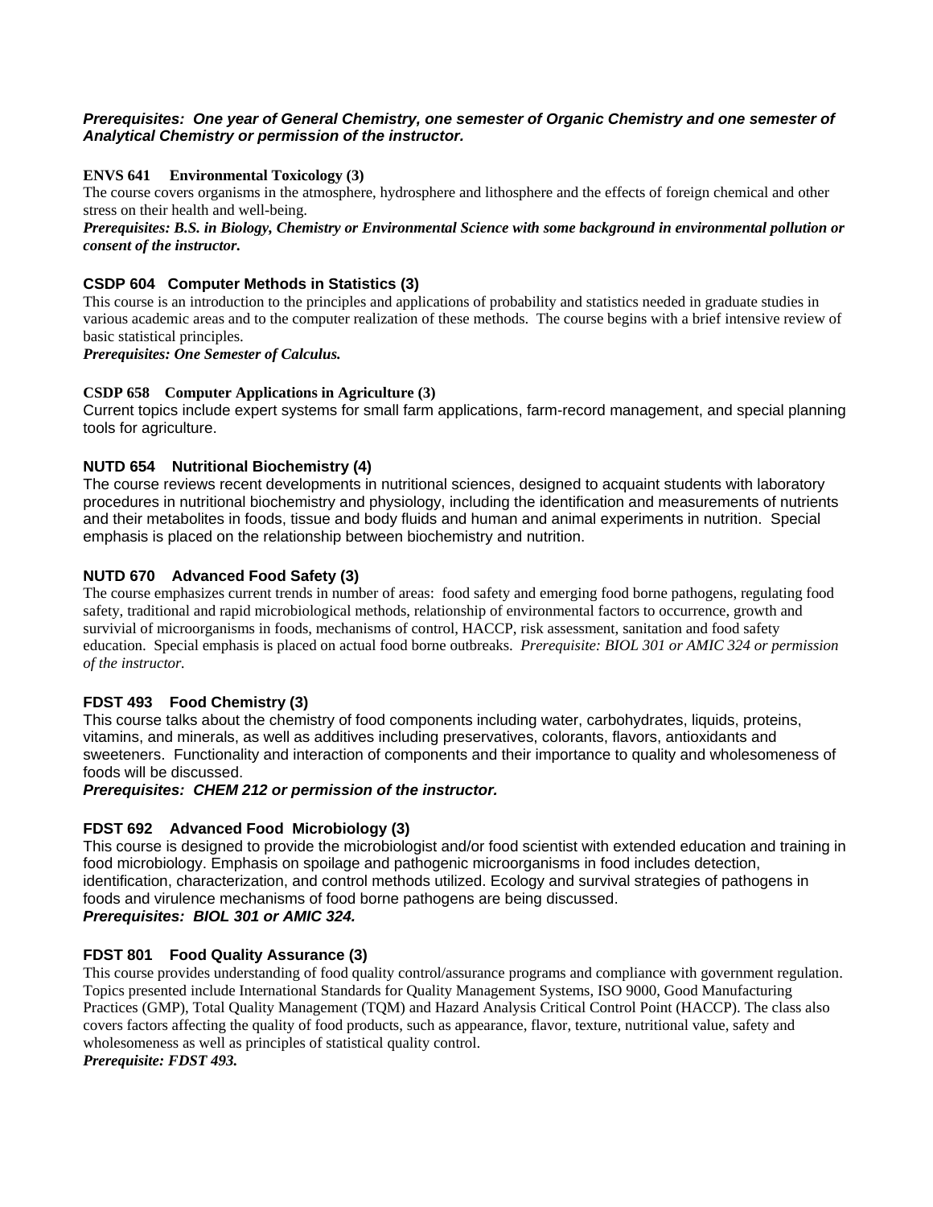***Prerequisites: One year of General Chemistry, one semester of Organic Chemistry and one semester of Analytical Chemistry or permission of the instructor.***

**ENVS 641 Environmental Toxicology (3)**

The course covers organisms in the atmosphere, hydrosphere and lithosphere and the effects of foreign chemical and other stress on their health and well-being.

***Prerequisites: B.S. in Biology, Chemistry or Environmental Science with some background in environmental pollution or consent of the instructor.***

**CSDP 604 Computer Methods in Statistics (3)**

This course is an introduction to the principles and applications of probability and statistics needed in graduate studies in various academic areas and to the computer realization of these methods. The course begins with a brief intensive review of basic statistical principles.

***Prerequisites: One Semester of Calculus.***

**CSDP 658 Computer Applications in Agriculture (3)**

Current topics include expert systems for small farm applications, farm-record management, and special planning tools for agriculture.

**NUTD 654 Nutritional Biochemistry (4)**

The course reviews recent developments in nutritional sciences, designed to acquaint students with laboratory procedures in nutritional biochemistry and physiology, including the identification and measurements of nutrients and their metabolites in foods, tissue and body fluids and human and animal experiments in nutrition. Special emphasis is placed on the relationship between biochemistry and nutrition.

**NUTD 670 Advanced Food Safety (3)**

The course emphasizes current trends in number of areas: food safety and emerging food borne pathogens, regulating food safety, traditional and rapid microbiological methods, relationship of environmental factors to occurrence, growth and survivial of microorganisms in foods, mechanisms of control, HACCP, risk assessment, sanitation and food safety education. Special emphasis is placed on actual food borne outbreaks. *Prerequisite: BIOL 301 or AMIC 324 or permission of the instructor.*

**FDST 493 Food Chemistry (3)**

This course talks about the chemistry of food components including water, carbohydrates, liquids, proteins, vitamins, and minerals, as well as additives including preservatives, colorants, flavors, antioxidants and sweeteners. Functionality and interaction of components and their importance to quality and wholesomeness of foods will be discussed.

***Prerequisites: CHEM 212 or permission of the instructor.***

**FDST 692 Advanced Food Microbiology (3)**

This course is designed to provide the microbiologist and/or food scientist with extended education and training in food microbiology. Emphasis on spoilage and pathogenic microorganisms in food includes detection, identification, characterization, and control methods utilized. Ecology and survival strategies of pathogens in foods and virulence mechanisms of food borne pathogens are being discussed.

***Prerequisites: BIOL 301 or AMIC 324.***

**FDST 801 Food Quality Assurance (3)**

This course provides understanding of food quality control/assurance programs and compliance with government regulation. Topics presented include International Standards for Quality Management Systems, ISO 9000, Good Manufacturing Practices (GMP), Total Quality Management (TQM) and Hazard Analysis Critical Control Point (HACCP). The class also covers factors affecting the quality of food products, such as appearance, flavor, texture, nutritional value, safety and wholesomeness as well as principles of statistical quality control.

***Prerequisite: FDST 493.***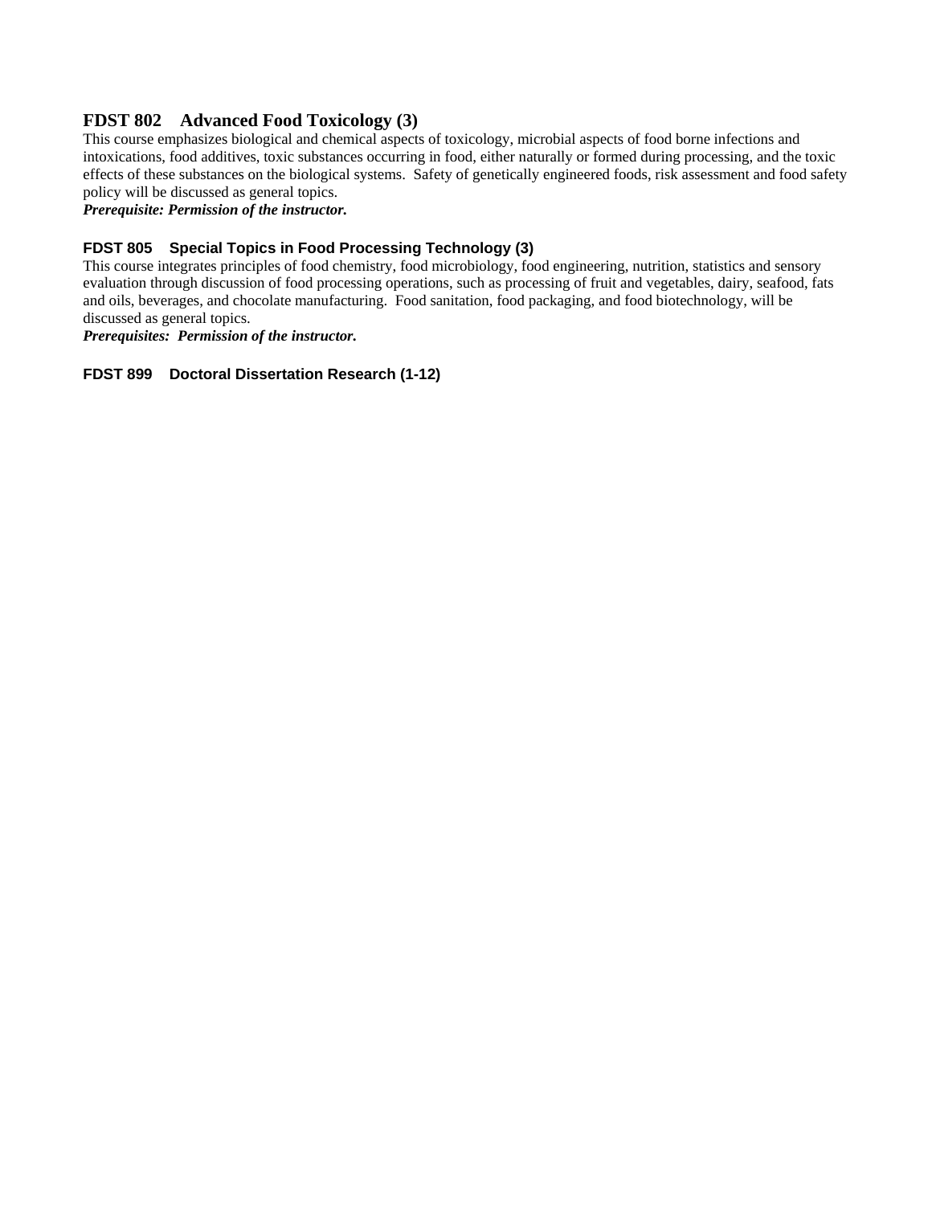### FDST 802 Advanced Food Toxicology (3)

This course emphasizes biological and chemical aspects of toxicology, microbial aspects of food borne infections and intoxications, food additives, toxic substances occurring in food, either naturally or formed during processing, and the toxic effects of these substances on the biological systems. Safety of genetically engineered foods, risk assessment and food safety policy will be discussed as general topics.

***Prerequisite: Permission of the instructor.***

### FDST 805 Special Topics in Food Processing Technology (3)

This course integrates principles of food chemistry, food microbiology, food engineering, nutrition, statistics and sensory evaluation through discussion of food processing operations, such as processing of fruit and vegetables, dairy, seafood, fats and oils, beverages, and chocolate manufacturing. Food sanitation, food packaging, and food biotechnology, will be discussed as general topics.

***Prerequisites: Permission of the instructor.***

### FDST 899 Doctoral Dissertation Research (1-12)